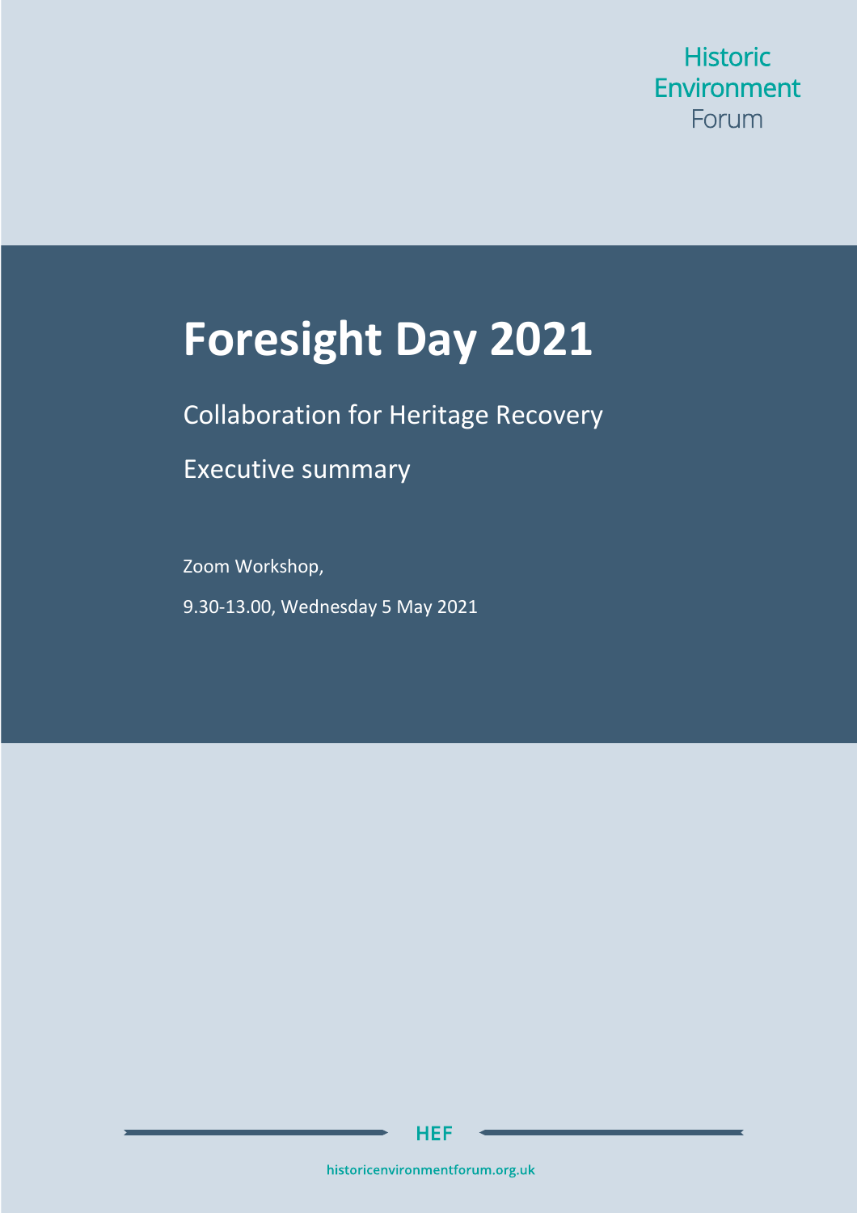Historic Environment Forum

# Foresight Day 2021

Collaboration for Heritage Recovery

Executive summary

Zoom Workshop,

9.30-13.00, Wednesday 5 May 2021

HEF

historicenvironmentforum.org.uk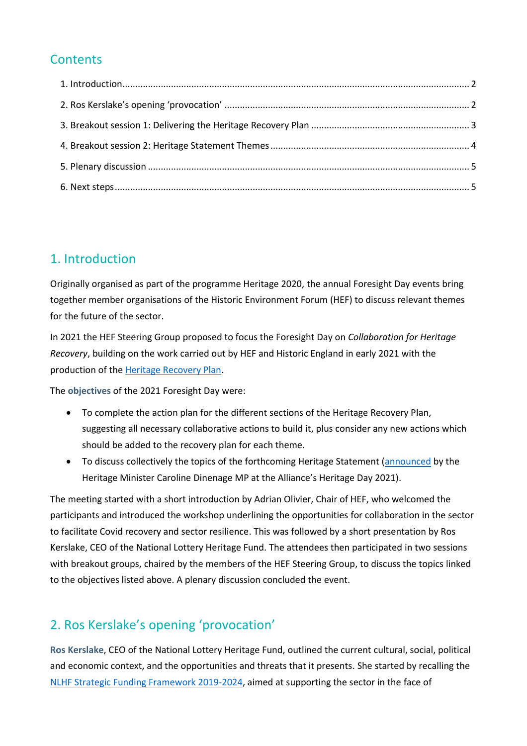## Contents

1. Introduction.......... 2
2. Ros Kerslake's opening 'provocation' .......... 2
3. Breakout session 1: Delivering the Heritage Recovery Plan .......... 3
4. Breakout session 2: Heritage Statement Themes .......... 4
5. Plenary discussion .......... 5
6. Next steps.......... 5

## 1. Introduction

Originally organised as part of the programme Heritage 2020, the annual Foresight Day events bring together member organisations of the Historic Environment Forum (HEF) to discuss relevant themes for the future of the sector.

In 2021 the HEF Steering Group proposed to focus the Foresight Day on *Collaboration for Heritage Recovery*, building on the work carried out by HEF and Historic England in early 2021 with the production of the Heritage Recovery Plan.

The **objectives** of the 2021 Foresight Day were:

- To complete the action plan for the different sections of the Heritage Recovery Plan, suggesting all necessary collaborative actions to build it, plus consider any new actions which should be added to the recovery plan for each theme.
- To discuss collectively the topics of the forthcoming Heritage Statement (announced by the Heritage Minister Caroline Dinenage MP at the Alliance's Heritage Day 2021).

The meeting started with a short introduction by Adrian Olivier, Chair of HEF, who welcomed the participants and introduced the workshop underlining the opportunities for collaboration in the sector to facilitate Covid recovery and sector resilience. This was followed by a short presentation by Ros Kerslake, CEO of the National Lottery Heritage Fund. The attendees then participated in two sessions with breakout groups, chaired by the members of the HEF Steering Group, to discuss the topics linked to the objectives listed above. A plenary discussion concluded the event.

## 2. Ros Kerslake's opening 'provocation'

**Ros Kerslake**, CEO of the National Lottery Heritage Fund, outlined the current cultural, social, political and economic context, and the opportunities and threats that it presents. She started by recalling the NLHF Strategic Funding Framework 2019-2024, aimed at supporting the sector in the face of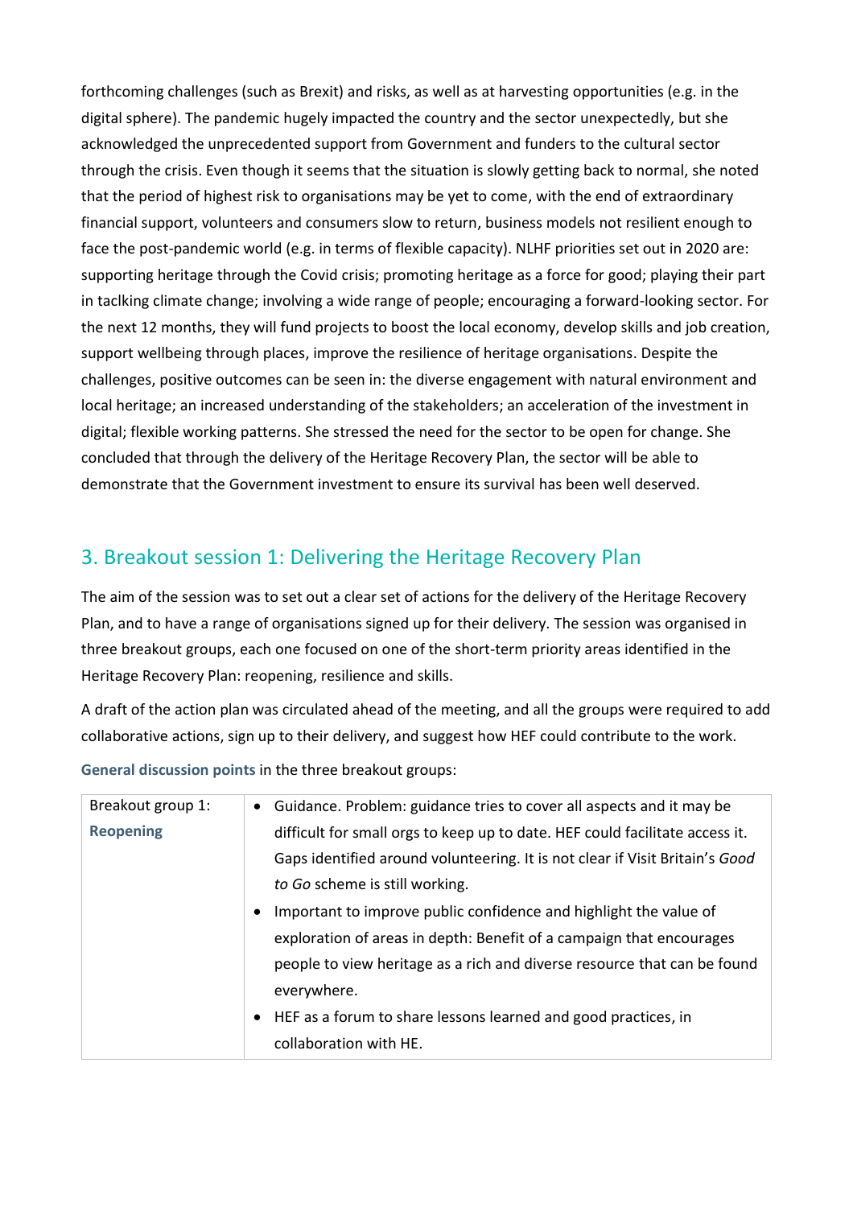forthcoming challenges (such as Brexit) and risks, as well as at harvesting opportunities (e.g. in the digital sphere). The pandemic hugely impacted the country and the sector unexpectedly, but she acknowledged the unprecedented support from Government and funders to the cultural sector through the crisis. Even though it seems that the situation is slowly getting back to normal, she noted that the period of highest risk to organisations may be yet to come, with the end of extraordinary financial support, volunteers and consumers slow to return, business models not resilient enough to face the post-pandemic world (e.g. in terms of flexible capacity). NLHF priorities set out in 2020 are: supporting heritage through the Covid crisis; promoting heritage as a force for good; playing their part in taclking climate change; involving a wide range of people; encouraging a forward-looking sector. For the next 12 months, they will fund projects to boost the local economy, develop skills and job creation, support wellbeing through places, improve the resilience of heritage organisations. Despite the challenges, positive outcomes can be seen in: the diverse engagement with natural environment and local heritage; an increased understanding of the stakeholders; an acceleration of the investment in digital; flexible working patterns. She stressed the need for the sector to be open for change. She concluded that through the delivery of the Heritage Recovery Plan, the sector will be able to demonstrate that the Government investment to ensure its survival has been well deserved.

## 3. Breakout session 1: Delivering the Heritage Recovery Plan

The aim of the session was to set out a clear set of actions for the delivery of the Heritage Recovery Plan, and to have a range of organisations signed up for their delivery. The session was organised in three breakout groups, each one focused on one of the short-term priority areas identified in the Heritage Recovery Plan: reopening, resilience and skills.

A draft of the action plan was circulated ahead of the meeting, and all the groups were required to add collaborative actions, sign up to their delivery, and suggest how HEF could contribute to the work.

**General discussion points** in the three breakout groups:

| | |
|---|---|
| Breakout group 1: **Reopening** | • Guidance. Problem: guidance tries to cover all aspects and it may be difficult for small orgs to keep up to date. HEF could facilitate access it. Gaps identified around volunteering. It is not clear if Visit Britain's *Good to Go* scheme is still working.<br>• Important to improve public confidence and highlight the value of exploration of areas in depth: Benefit of a campaign that encourages people to view heritage as a rich and diverse resource that can be found everywhere.<br>• HEF as a forum to share lessons learned and good practices, in collaboration with HE. |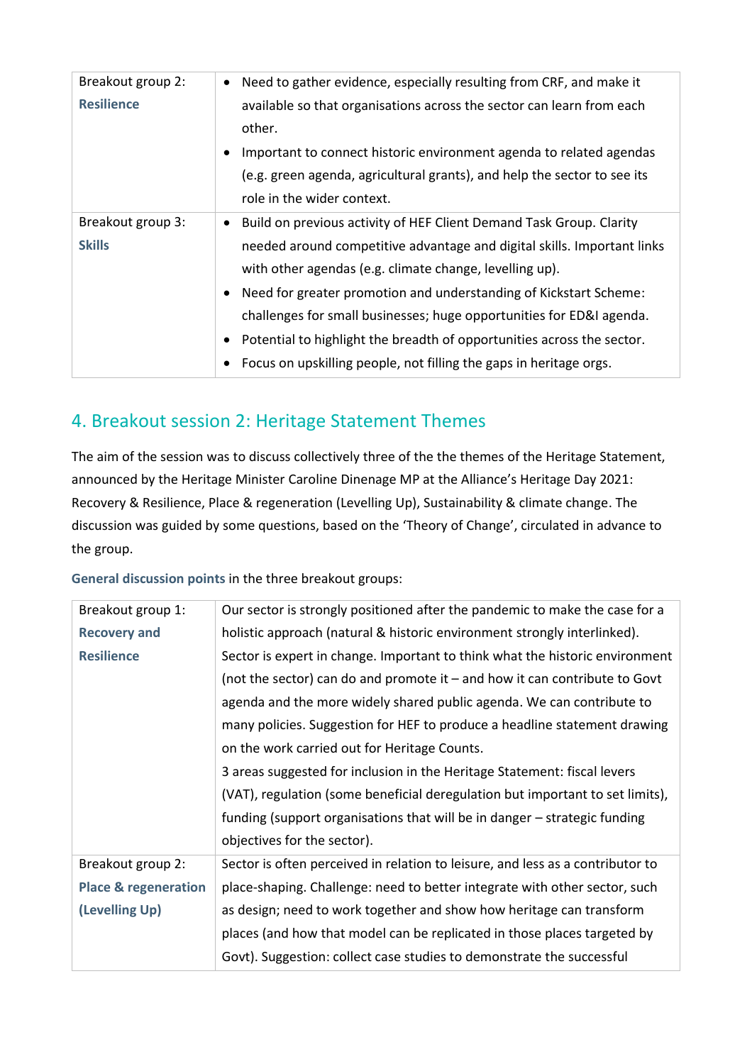| | |
|---|---|
| Breakout group 2: **Resilience** | • Need to gather evidence, especially resulting from CRF, and make it available so that organisations across the sector can learn from each other.<br>• Important to connect historic environment agenda to related agendas (e.g. green agenda, agricultural grants), and help the sector to see its role in the wider context. |
| Breakout group 3: **Skills** | • Build on previous activity of HEF Client Demand Task Group. Clarity needed around competitive advantage and digital skills. Important links with other agendas (e.g. climate change, levelling up).<br>• Need for greater promotion and understanding of Kickstart Scheme: challenges for small businesses; huge opportunities for ED&I agenda.<br>• Potential to highlight the breadth of opportunities across the sector.<br>• Focus on upskilling people, not filling the gaps in heritage orgs. |

## 4. Breakout session 2: Heritage Statement Themes

The aim of the session was to discuss collectively three of the the themes of the Heritage Statement, announced by the Heritage Minister Caroline Dinenage MP at the Alliance's Heritage Day 2021: Recovery & Resilience, Place & regeneration (Levelling Up), Sustainability & climate change. The discussion was guided by some questions, based on the 'Theory of Change', circulated in advance to the group.

**General discussion points** in the three breakout groups:

| | |
|---|---|
| Breakout group 1: **Recovery and Resilience** | Our sector is strongly positioned after the pandemic to make the case for a holistic approach (natural & historic environment strongly interlinked). Sector is expert in change. Important to think what the historic environment (not the sector) can do and promote it – and how it can contribute to Govt agenda and the more widely shared public agenda. We can contribute to many policies. Suggestion for HEF to produce a headline statement drawing on the work carried out for Heritage Counts.<br>3 areas suggested for inclusion in the Heritage Statement: fiscal levers (VAT), regulation (some beneficial deregulation but important to set limits), funding (support organisations that will be in danger – strategic funding objectives for the sector). |
| Breakout group 2: **Place & regeneration (Levelling Up)** | Sector is often perceived in relation to leisure, and less as a contributor to place-shaping. Challenge: need to better integrate with other sector, such as design; need to work together and show how heritage can transform places (and how that model can be replicated in those places targeted by Govt). Suggestion: collect case studies to demonstrate the successful |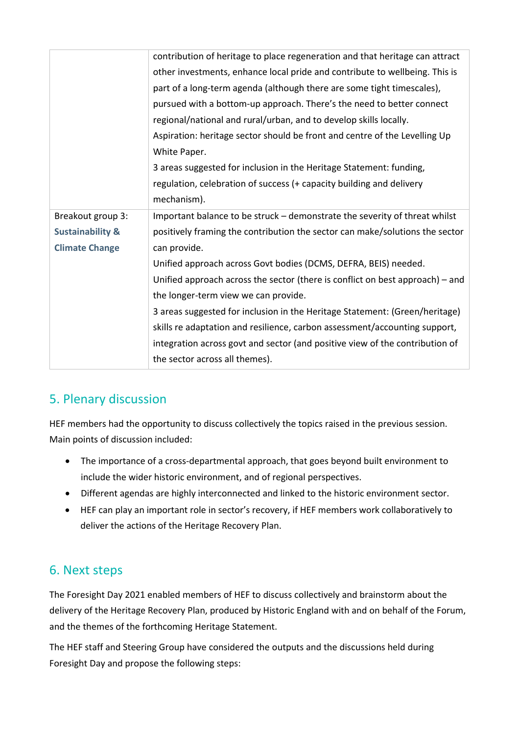| | |
|---|---|
| | contribution of heritage to place regeneration and that heritage can attract other investments, enhance local pride and contribute to wellbeing. This is part of a long-term agenda (although there are some tight timescales), pursued with a bottom-up approach. There's the need to better connect regional/national and rural/urban, and to develop skills locally.<br>Aspiration: heritage sector should be front and centre of the Levelling Up White Paper.<br>3 areas suggested for inclusion in the Heritage Statement: funding, regulation, celebration of success (+ capacity building and delivery mechanism). |
| Breakout group 3: **Sustainability & Climate Change** | Important balance to be struck – demonstrate the severity of threat whilst positively framing the contribution the sector can make/solutions the sector can provide.<br>Unified approach across Govt bodies (DCMS, DEFRA, BEIS) needed.<br>Unified approach across the sector (there is conflict on best approach) – and the longer-term view we can provide.<br>3 areas suggested for inclusion in the Heritage Statement: (Green/heritage) skills re adaptation and resilience, carbon assessment/accounting support, integration across govt and sector (and positive view of the contribution of the sector across all themes). |

## 5. Plenary discussion

HEF members had the opportunity to discuss collectively the topics raised in the previous session. Main points of discussion included:

- The importance of a cross-departmental approach, that goes beyond built environment to include the wider historic environment, and of regional perspectives.
- Different agendas are highly interconnected and linked to the historic environment sector.
- HEF can play an important role in sector's recovery, if HEF members work collaboratively to deliver the actions of the Heritage Recovery Plan.

## 6. Next steps

The Foresight Day 2021 enabled members of HEF to discuss collectively and brainstorm about the delivery of the Heritage Recovery Plan, produced by Historic England with and on behalf of the Forum, and the themes of the forthcoming Heritage Statement.

The HEF staff and Steering Group have considered the outputs and the discussions held during Foresight Day and propose the following steps: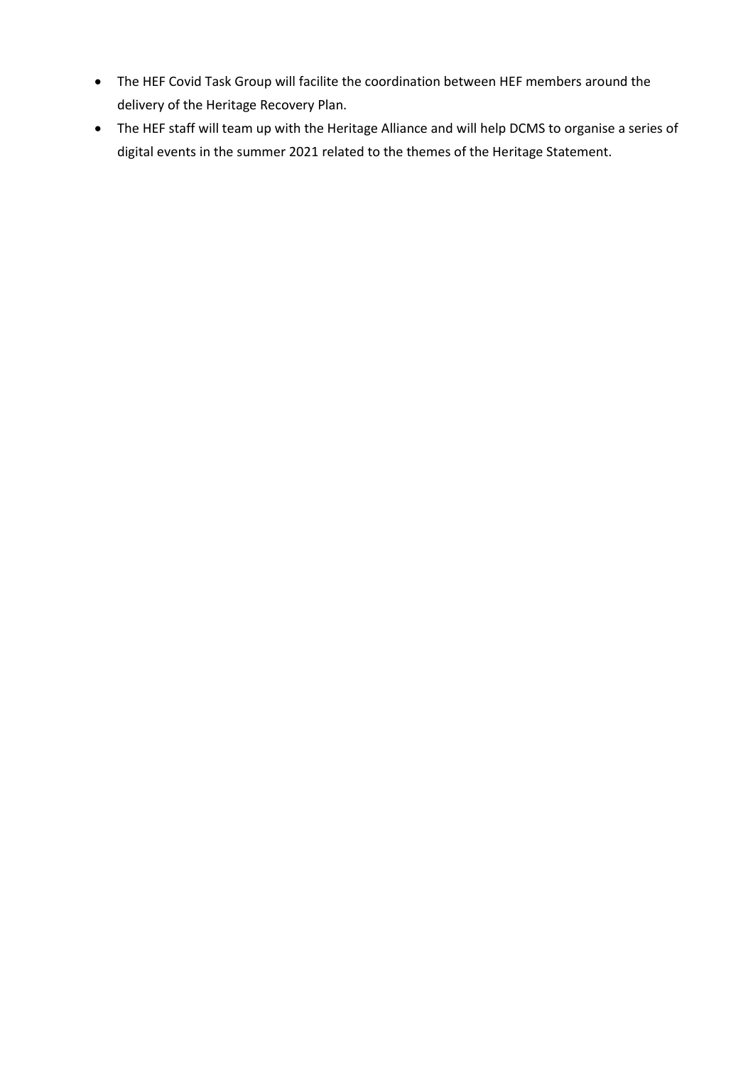- The HEF Covid Task Group will facilite the coordination between HEF members around the delivery of the Heritage Recovery Plan.
- The HEF staff will team up with the Heritage Alliance and will help DCMS to organise a series of digital events in the summer 2021 related to the themes of the Heritage Statement.